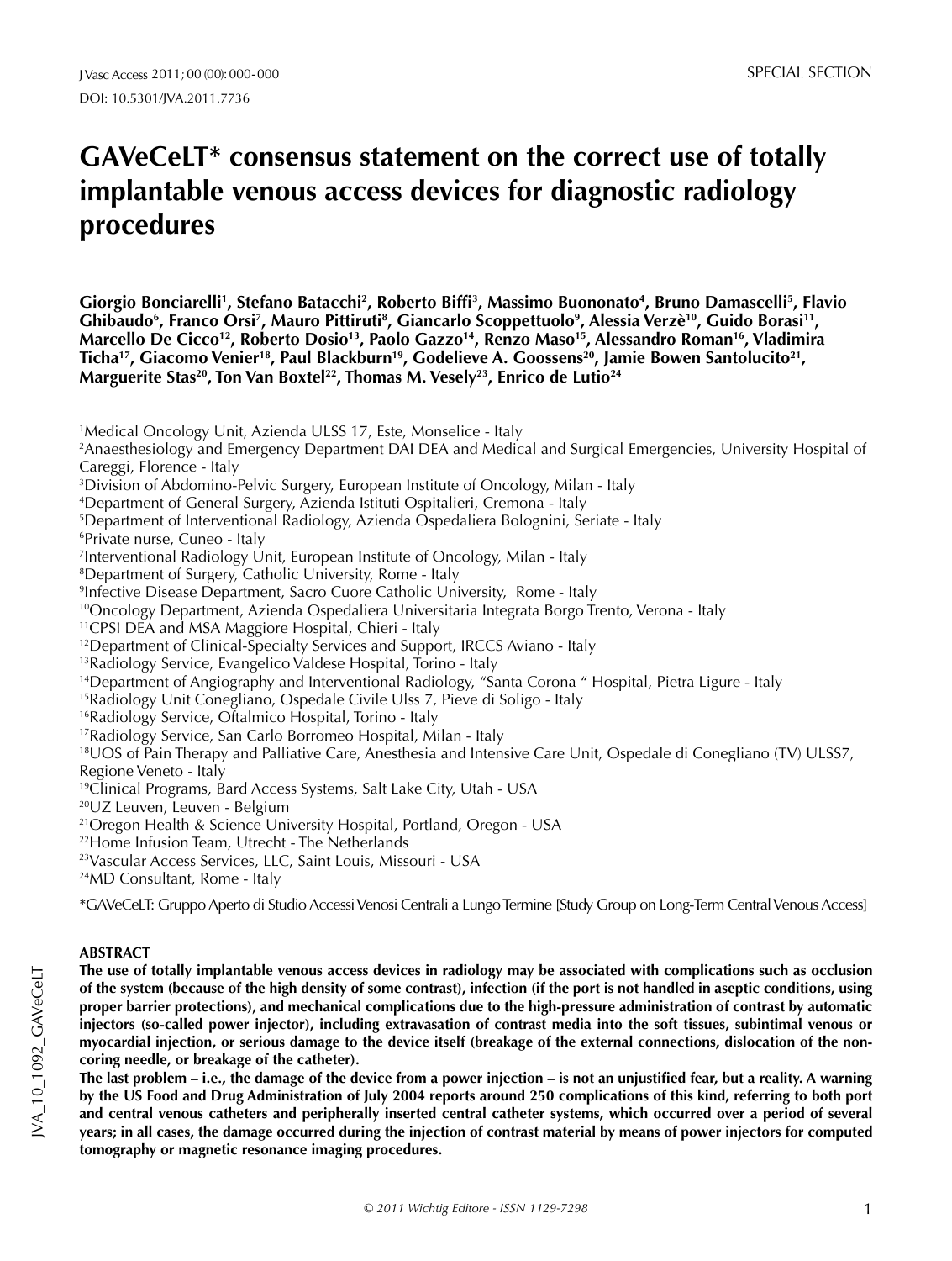SPECIAL SECTION

# GAVeCeLT* consensus statement on the correct use of totally implantable venous access devices for diagnostic radiology procedures

**Giorgio Bonciarelli[1], Stefano Batacchi[2], Roberto Biffi[3], Massimo Buononato[4], Bruno Damascelli[5], Flavio Ghibaudo[6], Franco Orsi[7], Mauro Pittiruti[8], Giancarlo Scoppettuolo[9], Alessia Verzè[10], Guido Borasi[11], Marcello De Cicco[12], Roberto Dosio[13], Paolo Gazzo[14], Renzo Maso[15], Alessandro Roman[16], Vladimira Ticha[17], Giacomo Venier[18], Paul Blackburn[19], Godelieve A. Goossens[20], Jamie Bowen Santolucito[21], Marguerite Stas[20], Ton Van Boxtel[22], Thomas M. Vesely[23], Enrico de Lutio[24]**

[1]Medical Oncology Unit, Azienda ULSS 17, Este, Monselice - Italy
[2]Anaesthesiology and Emergency Department DAI DEA and Medical and Surgical Emergencies, University Hospital of Careggi, Florence - Italy
[3]Division of Abdomino-Pelvic Surgery, European Institute of Oncology, Milan - Italy
[4]Department of General Surgery, Azienda Istituti Ospitalieri, Cremona - Italy
[5]Department of Interventional Radiology, Azienda Ospedaliera Bolognini, Seriate - Italy
[6]Private nurse, Cuneo - Italy
[7]Interventional Radiology Unit, European Institute of Oncology, Milan - Italy
[8]Department of Surgery, Catholic University, Rome - Italy
[9]Infective Disease Department, Sacro Cuore Catholic University, Rome - Italy
[10]Oncology Department, Azienda Ospedaliera Universitaria Integrata Borgo Trento, Verona - Italy
[11]CPSI DEA and MSA Maggiore Hospital, Chieri - Italy
[12]Department of Clinical-Specialty Services and Support, IRCCS Aviano - Italy
[13]Radiology Service, Evangelico Valdese Hospital, Torino - Italy
[14]Department of Angiography and Interventional Radiology, "Santa Corona " Hospital, Pietra Ligure - Italy
[15]Radiology Unit Conegliano, Ospedale Civile Ulss 7, Pieve di Soligo - Italy
[16]Radiology Service, Oftalmico Hospital, Torino - Italy
[17]Radiology Service, San Carlo Borromeo Hospital, Milan - Italy
[18]UOS of Pain Therapy and Palliative Care, Anesthesia and Intensive Care Unit, Ospedale di Conegliano (TV) ULSS7, Regione Veneto - Italy
[19]Clinical Programs, Bard Access Systems, Salt Lake City, Utah - USA
[20]UZ Leuven, Leuven - Belgium
[21]Oregon Health & Science University Hospital, Portland, Oregon - USA
[22]Home Infusion Team, Utrecht - The Netherlands
[23]Vascular Access Services, LLC, Saint Louis, Missouri - USA
[24]MD Consultant, Rome - Italy

*GAVeCeLT: Gruppo Aperto di Studio Accessi Venosi Centrali a Lungo Termine [Study Group on Long-Term Central Venous Access]

## ABSTRACT

**The use of totally implantable venous access devices in radiology may be associated with complications such as occlusion of the system (because of the high density of some contrast), infection (if the port is not handled in aseptic conditions, using proper barrier protections), and mechanical complications due to the high-pressure administration of contrast by automatic injectors (so-called power injector), including extravasation of contrast media into the soft tissues, subintimal venous or myocardial injection, or serious damage to the device itself (breakage of the external connections, dislocation of the non-coring needle, or breakage of the catheter).**

**The last problem – i.e., the damage of the device from a power injection – is not an unjustified fear, but a reality. A warning by the US Food and Drug Administration of July 2004 reports around 250 complications of this kind, referring to both port and central venous catheters and peripherally inserted central catheter systems, which occurred over a period of several years; in all cases, the damage occurred during the injection of contrast material by means of power injectors for computed tomography or magnetic resonance imaging procedures.**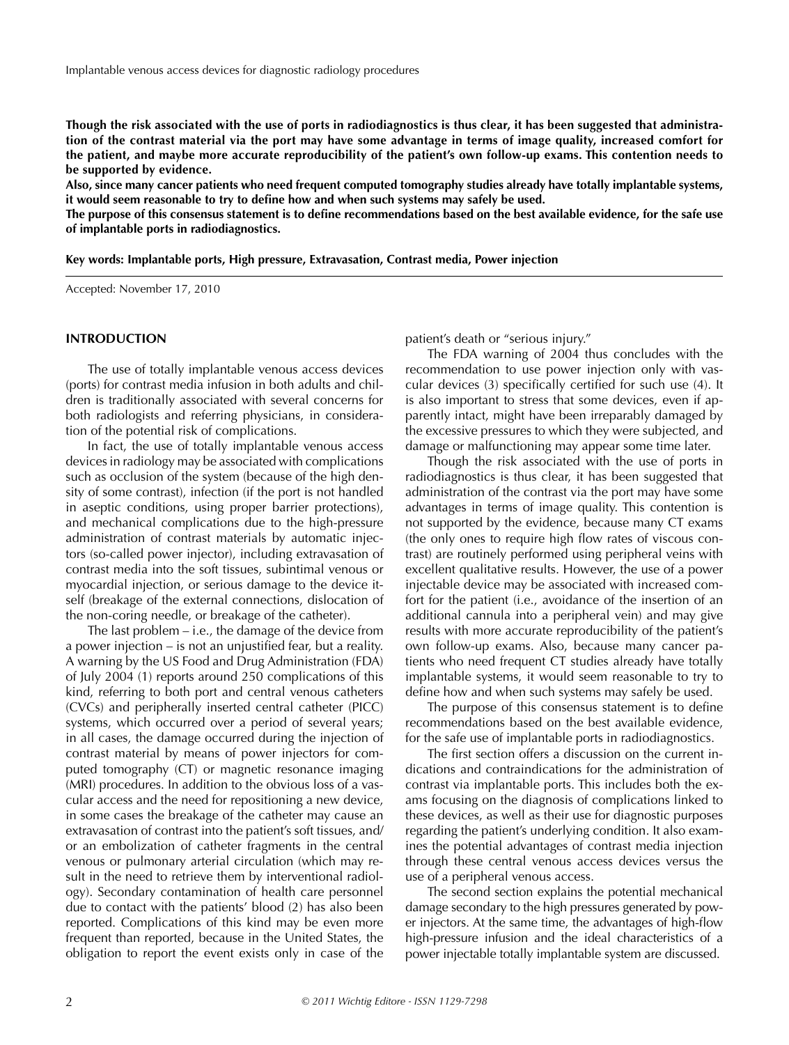**Though the risk associated with the use of ports in radiodiagnostics is thus clear, it has been suggested that administration of the contrast material via the port may have some advantage in terms of image quality, increased comfort for the patient, and maybe more accurate reproducibility of the patient's own follow-up exams. This contention needs to be supported by evidence.**

**Also, since many cancer patients who need frequent computed tomography studies already have totally implantable systems, it would seem reasonable to try to define how and when such systems may safely be used.**

**The purpose of this consensus statement is to define recommendations based on the best available evidence, for the safe use of implantable ports in radiodiagnostics.**

**Key words: Implantable ports, High pressure, Extravasation, Contrast media, Power injection**

Accepted: November 17, 2010

## INTRODUCTION

The use of totally implantable venous access devices (ports) for contrast media infusion in both adults and children is traditionally associated with several concerns for both radiologists and referring physicians, in consideration of the potential risk of complications.

In fact, the use of totally implantable venous access devices in radiology may be associated with complications such as occlusion of the system (because of the high density of some contrast), infection (if the port is not handled in aseptic conditions, using proper barrier protections), and mechanical complications due to the high-pressure administration of contrast materials by automatic injectors (so-called power injector), including extravasation of contrast media into the soft tissues, subintimal venous or myocardial injection, or serious damage to the device itself (breakage of the external connections, dislocation of the non-coring needle, or breakage of the catheter).

The last problem – i.e., the damage of the device from a power injection – is not an unjustified fear, but a reality. A warning by the US Food and Drug Administration (FDA) of July 2004 (1) reports around 250 complications of this kind, referring to both port and central venous catheters (CVCs) and peripherally inserted central catheter (PICC) systems, which occurred over a period of several years; in all cases, the damage occurred during the injection of contrast material by means of power injectors for computed tomography (CT) or magnetic resonance imaging (MRI) procedures. In addition to the obvious loss of a vascular access and the need for repositioning a new device, in some cases the breakage of the catheter may cause an extravasation of contrast into the patient's soft tissues, and/or an embolization of catheter fragments in the central venous or pulmonary arterial circulation (which may result in the need to retrieve them by interventional radiology). Secondary contamination of health care personnel due to contact with the patients' blood (2) has also been reported. Complications of this kind may be even more frequent than reported, because in the United States, the obligation to report the event exists only in case of the patient's death or "serious injury."

The FDA warning of 2004 thus concludes with the recommendation to use power injection only with vascular devices (3) specifically certified for such use (4). It is also important to stress that some devices, even if apparently intact, might have been irreparably damaged by the excessive pressures to which they were subjected, and damage or malfunctioning may appear some time later.

Though the risk associated with the use of ports in radiodiagnostics is thus clear, it has been suggested that administration of the contrast via the port may have some advantages in terms of image quality. This contention is not supported by the evidence, because many CT exams (the only ones to require high flow rates of viscous contrast) are routinely performed using peripheral veins with excellent qualitative results. However, the use of a power injectable device may be associated with increased comfort for the patient (i.e., avoidance of the insertion of an additional cannula into a peripheral vein) and may give results with more accurate reproducibility of the patient's own follow-up exams. Also, because many cancer patients who need frequent CT studies already have totally implantable systems, it would seem reasonable to try to define how and when such systems may safely be used.

The purpose of this consensus statement is to define recommendations based on the best available evidence, for the safe use of implantable ports in radiodiagnostics.

The first section offers a discussion on the current indications and contraindications for the administration of contrast via implantable ports. This includes both the exams focusing on the diagnosis of complications linked to these devices, as well as their use for diagnostic purposes regarding the patient's underlying condition. It also examines the potential advantages of contrast media injection through these central venous access devices versus the use of a peripheral venous access.

The second section explains the potential mechanical damage secondary to the high pressures generated by power injectors. At the same time, the advantages of high-flow high-pressure infusion and the ideal characteristics of a power injectable totally implantable system are discussed.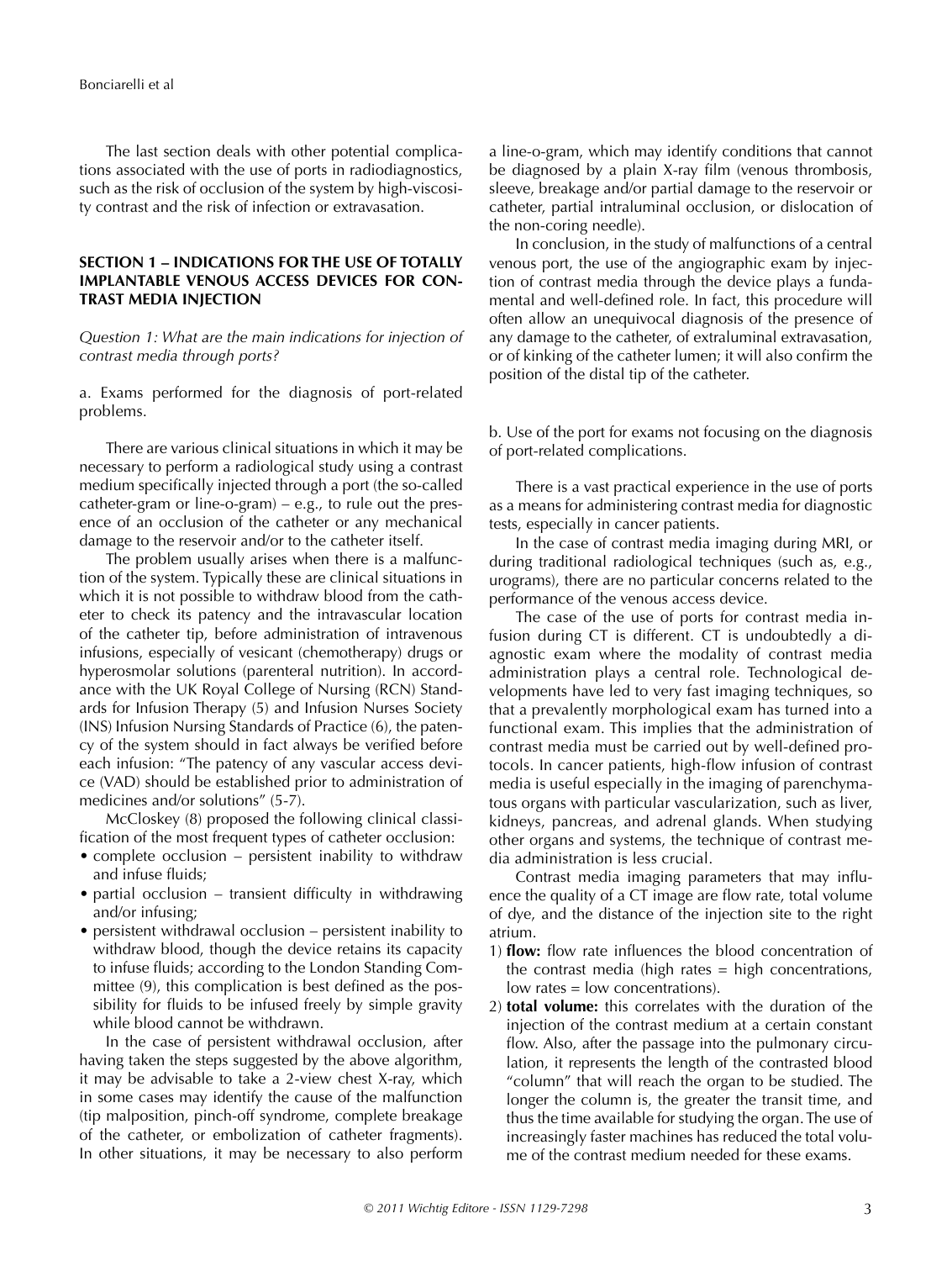The last section deals with other potential complications associated with the use of ports in radiodiagnostics, such as the risk of occlusion of the system by high-viscosity contrast and the risk of infection or extravasation.

## SECTION 1 – INDICATIONS FOR THE USE OF TOTALLY IMPLANTABLE VENOUS ACCESS DEVICES FOR CONTRAST MEDIA INJECTION

*Question 1: What are the main indications for injection of contrast media through ports?*

a. Exams performed for the diagnosis of port-related problems.

There are various clinical situations in which it may be necessary to perform a radiological study using a contrast medium specifically injected through a port (the so-called catheter-gram or line-o-gram) – e.g., to rule out the presence of an occlusion of the catheter or any mechanical damage to the reservoir and/or to the catheter itself.

The problem usually arises when there is a malfunction of the system. Typically these are clinical situations in which it is not possible to withdraw blood from the catheter to check its patency and the intravascular location of the catheter tip, before administration of intravenous infusions, especially of vesicant (chemotherapy) drugs or hyperosmolar solutions (parenteral nutrition). In accordance with the UK Royal College of Nursing (RCN) Standards for Infusion Therapy (5) and Infusion Nurses Society (INS) Infusion Nursing Standards of Practice (6), the patency of the system should in fact always be verified before each infusion: "The patency of any vascular access device (VAD) should be established prior to administration of medicines and/or solutions" (5-7).

McCloskey (8) proposed the following clinical classification of the most frequent types of catheter occlusion:

- complete occlusion – persistent inability to withdraw and infuse fluids;
- partial occlusion – transient difficulty in withdrawing and/or infusing;
- persistent withdrawal occlusion – persistent inability to withdraw blood, though the device retains its capacity to infuse fluids; according to the London Standing Committee (9), this complication is best defined as the possibility for fluids to be infused freely by simple gravity while blood cannot be withdrawn.

In the case of persistent withdrawal occlusion, after having taken the steps suggested by the above algorithm, it may be advisable to take a 2-view chest X-ray, which in some cases may identify the cause of the malfunction (tip malposition, pinch-off syndrome, complete breakage of the catheter, or embolization of catheter fragments). In other situations, it may be necessary to also perform a line-o-gram, which may identify conditions that cannot be diagnosed by a plain X-ray film (venous thrombosis, sleeve, breakage and/or partial damage to the reservoir or catheter, partial intraluminal occlusion, or dislocation of the non-coring needle).

In conclusion, in the study of malfunctions of a central venous port, the use of the angiographic exam by injection of contrast media through the device plays a fundamental and well-defined role. In fact, this procedure will often allow an unequivocal diagnosis of the presence of any damage to the catheter, of extraluminal extravasation, or of kinking of the catheter lumen; it will also confirm the position of the distal tip of the catheter.

b. Use of the port for exams not focusing on the diagnosis of port-related complications.

There is a vast practical experience in the use of ports as a means for administering contrast media for diagnostic tests, especially in cancer patients.

In the case of contrast media imaging during MRI, or during traditional radiological techniques (such as, e.g., urograms), there are no particular concerns related to the performance of the venous access device.

The case of the use of ports for contrast media infusion during CT is different. CT is undoubtedly a diagnostic exam where the modality of contrast media administration plays a central role. Technological developments have led to very fast imaging techniques, so that a prevalently morphological exam has turned into a functional exam. This implies that the administration of contrast media must be carried out by well-defined protocols. In cancer patients, high-flow infusion of contrast media is useful especially in the imaging of parenchymatous organs with particular vascularization, such as liver, kidneys, pancreas, and adrenal glands. When studying other organs and systems, the technique of contrast media administration is less crucial.

Contrast media imaging parameters that may influence the quality of a CT image are flow rate, total volume of dye, and the distance of the injection site to the right atrium.

1) **flow:** flow rate influences the blood concentration of the contrast media (high rates = high concentrations, low rates = low concentrations).
2) **total volume:** this correlates with the duration of the injection of the contrast medium at a certain constant flow. Also, after the passage into the pulmonary circulation, it represents the length of the contrasted blood "column" that will reach the organ to be studied. The longer the column is, the greater the transit time, and thus the time available for studying the organ. The use of increasingly faster machines has reduced the total volume of the contrast medium needed for these exams.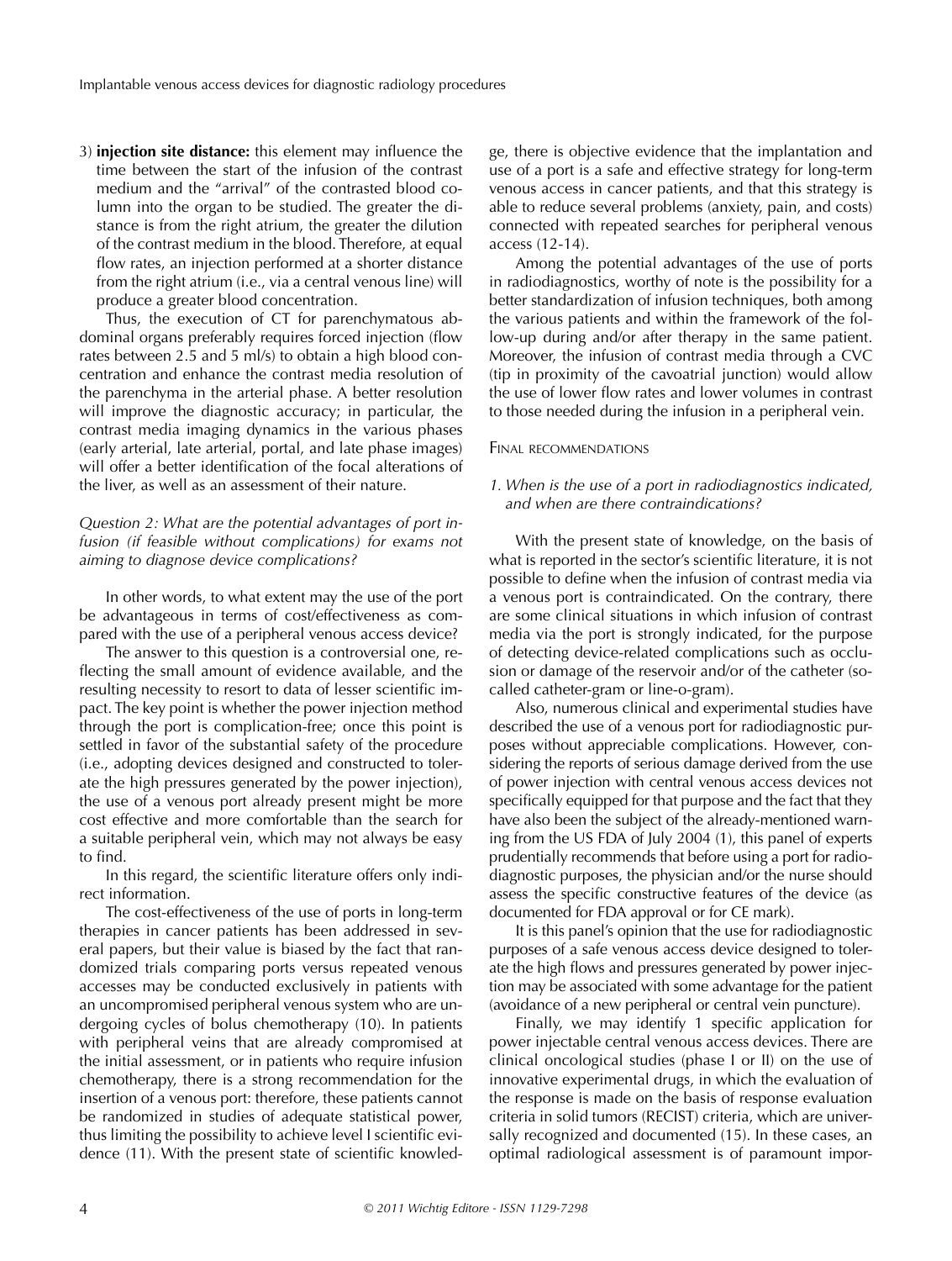3) **injection site distance:** this element may influence the time between the start of the infusion of the contrast medium and the "arrival" of the contrasted blood column into the organ to be studied. The greater the distance is from the right atrium, the greater the dilution of the contrast medium in the blood. Therefore, at equal flow rates, an injection performed at a shorter distance from the right atrium (i.e., via a central venous line) will produce a greater blood concentration.

Thus, the execution of CT for parenchymatous abdominal organs preferably requires forced injection (flow rates between 2.5 and 5 ml/s) to obtain a high blood concentration and enhance the contrast media resolution of the parenchyma in the arterial phase. A better resolution will improve the diagnostic accuracy; in particular, the contrast media imaging dynamics in the various phases (early arterial, late arterial, portal, and late phase images) will offer a better identification of the focal alterations of the liver, as well as an assessment of their nature.

*Question 2: What are the potential advantages of port infusion (if feasible without complications) for exams not aiming to diagnose device complications?*

In other words, to what extent may the use of the port be advantageous in terms of cost/effectiveness as compared with the use of a peripheral venous access device?

The answer to this question is a controversial one, reflecting the small amount of evidence available, and the resulting necessity to resort to data of lesser scientific impact. The key point is whether the power injection method through the port is complication-free; once this point is settled in favor of the substantial safety of the procedure (i.e., adopting devices designed and constructed to tolerate the high pressures generated by the power injection), the use of a venous port already present might be more cost effective and more comfortable than the search for a suitable peripheral vein, which may not always be easy to find.

In this regard, the scientific literature offers only indirect information.

The cost-effectiveness of the use of ports in long-term therapies in cancer patients has been addressed in several papers, but their value is biased by the fact that randomized trials comparing ports versus repeated venous accesses may be conducted exclusively in patients with an uncompromised peripheral venous system who are undergoing cycles of bolus chemotherapy (10). In patients with peripheral veins that are already compromised at the initial assessment, or in patients who require infusion chemotherapy, there is a strong recommendation for the insertion of a venous port: therefore, these patients cannot be randomized in studies of adequate statistical power, thus limiting the possibility to achieve level I scientific evidence (11). With the present state of scientific knowledge, there is objective evidence that the implantation and use of a port is a safe and effective strategy for long-term venous access in cancer patients, and that this strategy is able to reduce several problems (anxiety, pain, and costs) connected with repeated searches for peripheral venous access (12-14).

Among the potential advantages of the use of ports in radiodiagnostics, worthy of note is the possibility for a better standardization of infusion techniques, both among the various patients and within the framework of the follow-up during and/or after therapy in the same patient. Moreover, the infusion of contrast media through a CVC (tip in proximity of the cavoatrial junction) would allow the use of lower flow rates and lower volumes in contrast to those needed during the infusion in a peripheral vein.

## Final recommendations

*1. When is the use of a port in radiodiagnostics indicated, and when are there contraindications?*

With the present state of knowledge, on the basis of what is reported in the sector's scientific literature, it is not possible to define when the infusion of contrast media via a venous port is contraindicated. On the contrary, there are some clinical situations in which infusion of contrast media via the port is strongly indicated, for the purpose of detecting device-related complications such as occlusion or damage of the reservoir and/or of the catheter (so-called catheter-gram or line-o-gram).

Also, numerous clinical and experimental studies have described the use of a venous port for radiodiagnostic purposes without appreciable complications. However, considering the reports of serious damage derived from the use of power injection with central venous access devices not specifically equipped for that purpose and the fact that they have also been the subject of the already-mentioned warning from the US FDA of July 2004 (1), this panel of experts prudentially recommends that before using a port for radiodiagnostic purposes, the physician and/or the nurse should assess the specific constructive features of the device (as documented for FDA approval or for CE mark).

It is this panel's opinion that the use for radiodiagnostic purposes of a safe venous access device designed to tolerate the high flows and pressures generated by power injection may be associated with some advantage for the patient (avoidance of a new peripheral or central vein puncture).

Finally, we may identify 1 specific application for power injectable central venous access devices. There are clinical oncological studies (phase I or II) on the use of innovative experimental drugs, in which the evaluation of the response is made on the basis of response evaluation criteria in solid tumors (RECIST) criteria, which are universally recognized and documented (15). In these cases, an optimal radiological assessment is of paramount impor-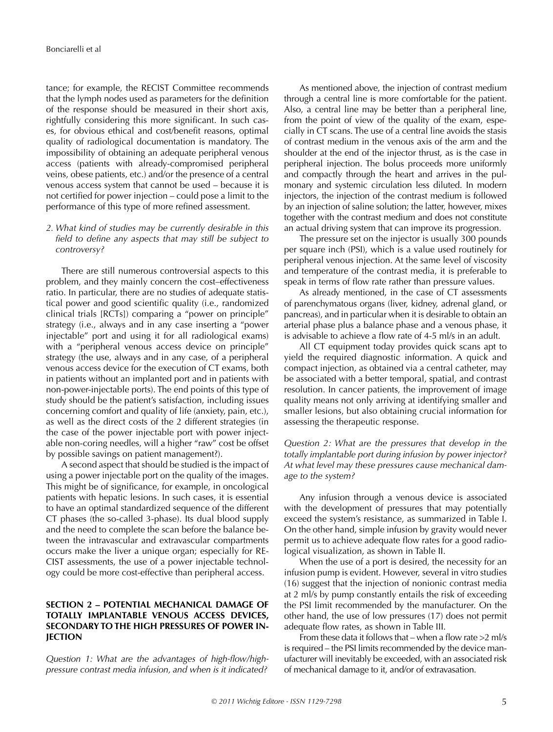tance; for example, the RECIST Committee recommends that the lymph nodes used as parameters for the definition of the response should be measured in their short axis, rightfully considering this more significant. In such cases, for obvious ethical and cost/benefit reasons, optimal quality of radiological documentation is mandatory. The impossibility of obtaining an adequate peripheral venous access (patients with already-compromised peripheral veins, obese patients, etc.) and/or the presence of a central venous access system that cannot be used – because it is not certified for power injection – could pose a limit to the performance of this type of more refined assessment.

*2. What kind of studies may be currently desirable in this field to define any aspects that may still be subject to controversy?*

There are still numerous controversial aspects to this problem, and they mainly concern the cost–effectiveness ratio. In particular, there are no studies of adequate statistical power and good scientific quality (i.e., randomized clinical trials [RCTs]) comparing a "power on principle" strategy (i.e., always and in any case inserting a "power injectable" port and using it for all radiological exams) with a "peripheral venous access device on principle" strategy (the use, always and in any case, of a peripheral venous access device for the execution of CT exams, both in patients without an implanted port and in patients with non-power-injectable ports). The end points of this type of study should be the patient's satisfaction, including issues concerning comfort and quality of life (anxiety, pain, etc.), as well as the direct costs of the 2 different strategies (in the case of the power injectable port with power injectable non-coring needles, will a higher "raw" cost be offset by possible savings on patient management?).

A second aspect that should be studied is the impact of using a power injectable port on the quality of the images. This might be of significance, for example, in oncological patients with hepatic lesions. In such cases, it is essential to have an optimal standardized sequence of the different CT phases (the so-called 3-phase). Its dual blood supply and the need to complete the scan before the balance between the intravascular and extravascular compartments occurs make the liver a unique organ; especially for RECIST assessments, the use of a power injectable technology could be more cost-effective than peripheral access.

## SECTION 2 – POTENTIAL MECHANICAL DAMAGE OF TOTALLY IMPLANTABLE VENOUS ACCESS DEVICES, SECONDARY TO THE HIGH PRESSURES OF POWER INJECTION

*Question 1: What are the advantages of high-flow/high-pressure contrast media infusion, and when is it indicated?*

As mentioned above, the injection of contrast medium through a central line is more comfortable for the patient. Also, a central line may be better than a peripheral line, from the point of view of the quality of the exam, especially in CT scans. The use of a central line avoids the stasis of contrast medium in the venous axis of the arm and the shoulder at the end of the injector thrust, as is the case in peripheral injection. The bolus proceeds more uniformly and compactly through the heart and arrives in the pulmonary and systemic circulation less diluted. In modern injectors, the injection of the contrast medium is followed by an injection of saline solution; the latter, however, mixes together with the contrast medium and does not constitute an actual driving system that can improve its progression.

The pressure set on the injector is usually 300 pounds per square inch (PSI), which is a value used routinely for peripheral venous injection. At the same level of viscosity and temperature of the contrast media, it is preferable to speak in terms of flow rate rather than pressure values.

As already mentioned, in the case of CT assessments of parenchymatous organs (liver, kidney, adrenal gland, or pancreas), and in particular when it is desirable to obtain an arterial phase plus a balance phase and a venous phase, it is advisable to achieve a flow rate of 4-5 ml/s in an adult.

All CT equipment today provides quick scans apt to yield the required diagnostic information. A quick and compact injection, as obtained via a central catheter, may be associated with a better temporal, spatial, and contrast resolution. In cancer patients, the improvement of image quality means not only arriving at identifying smaller and smaller lesions, but also obtaining crucial information for assessing the therapeutic response.

*Question 2: What are the pressures that develop in the totally implantable port during infusion by power injector? At what level may these pressures cause mechanical damage to the system?*

Any infusion through a venous device is associated with the development of pressures that may potentially exceed the system's resistance, as summarized in Table I. On the other hand, simple infusion by gravity would never permit us to achieve adequate flow rates for a good radiological visualization, as shown in Table II.

When the use of a port is desired, the necessity for an infusion pump is evident. However, several in vitro studies (16) suggest that the injection of nonionic contrast media at 2 ml/s by pump constantly entails the risk of exceeding the PSI limit recommended by the manufacturer. On the other hand, the use of low pressures (17) does not permit adequate flow rates, as shown in Table III.

From these data it follows that – when a flow rate >2 ml/s is required – the PSI limits recommended by the device manufacturer will inevitably be exceeded, with an associated risk of mechanical damage to it, and/or of extravasation.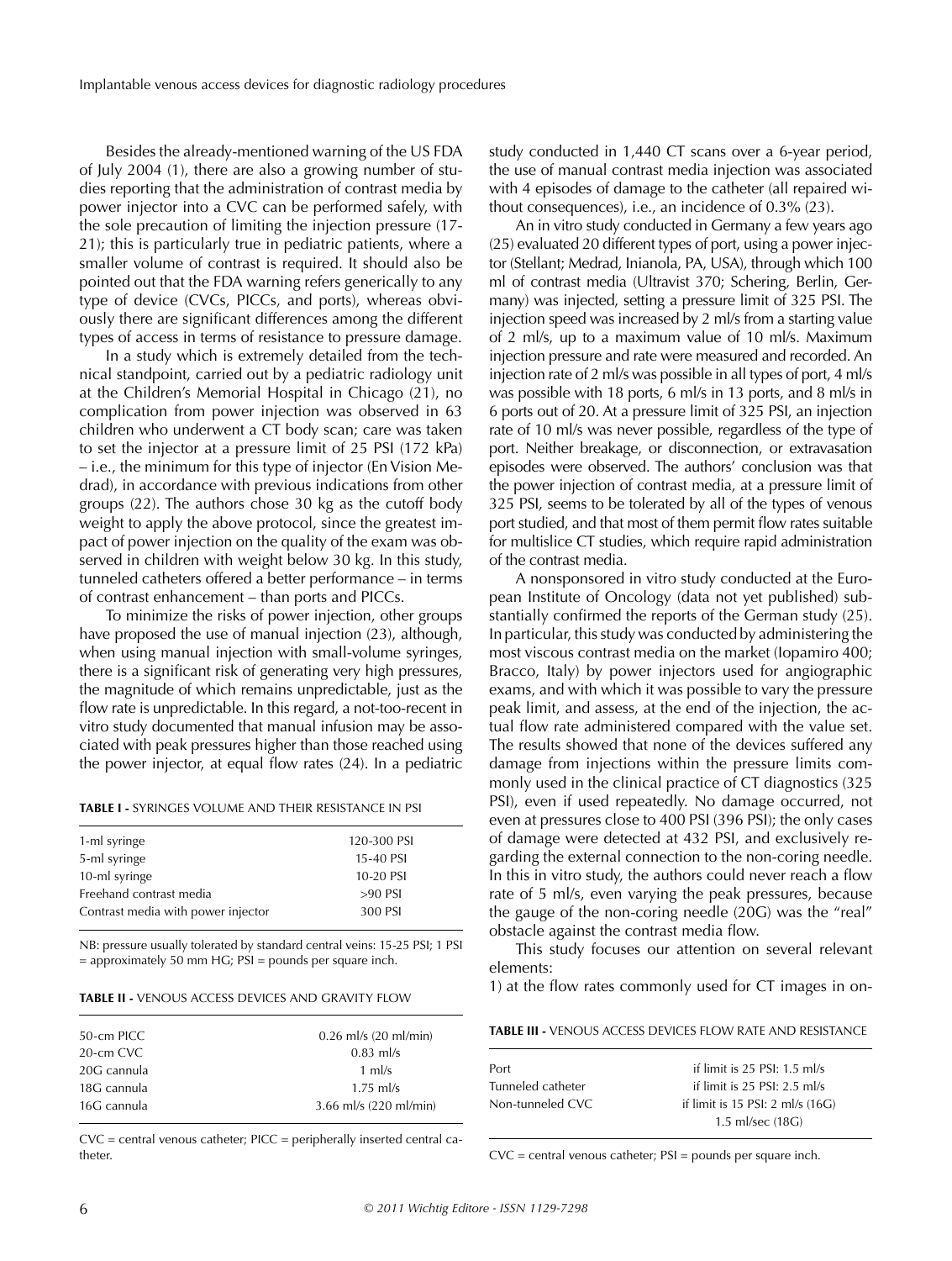Besides the already-mentioned warning of the US FDA of July 2004 (1), there are also a growing number of studies reporting that the administration of contrast media by power injector into a CVC can be performed safely, with the sole precaution of limiting the injection pressure (17-21); this is particularly true in pediatric patients, where a smaller volume of contrast is required. It should also be pointed out that the FDA warning refers generically to any type of device (CVCs, PICCs, and ports), whereas obviously there are significant differences among the different types of access in terms of resistance to pressure damage.

In a study which is extremely detailed from the technical standpoint, carried out by a pediatric radiology unit at the Children's Memorial Hospital in Chicago (21), no complication from power injection was observed in 63 children who underwent a CT body scan; care was taken to set the injector at a pressure limit of 25 PSI (172 kPa) – i.e., the minimum for this type of injector (En Vision Medrad), in accordance with previous indications from other groups (22). The authors chose 30 kg as the cutoff body weight to apply the above protocol, since the greatest impact of power injection on the quality of the exam was observed in children with weight below 30 kg. In this study, tunneled catheters offered a better performance – in terms of contrast enhancement – than ports and PICCs.

To minimize the risks of power injection, other groups have proposed the use of manual injection (23), although, when using manual injection with small-volume syringes, there is a significant risk of generating very high pressures, the magnitude of which remains unpredictable, just as the flow rate is unpredictable. In this regard, a not-too-recent in vitro study documented that manual infusion may be associated with peak pressures higher than those reached using the power injector, at equal flow rates (24). In a pediatric study conducted in 1,440 CT scans over a 6-year period, the use of manual contrast media injection was associated with 4 episodes of damage to the catheter (all repaired without consequences), i.e., an incidence of 0.3% (23).

**TABLE I -** SYRINGES VOLUME AND THEIR RESISTANCE IN PSI

| | |
|---|---|
| 1-ml syringe | 120-300 PSI |
| 5-ml syringe | 15-40 PSI |
| 10-ml syringe | 10-20 PSI |
| Freehand contrast media | >90 PSI |
| Contrast media with power injector | 300 PSI |

NB: pressure usually tolerated by standard central veins: 15-25 PSI; 1 PSI = approximately 50 mm HG; PSI = pounds per square inch.

**TABLE II -** VENOUS ACCESS DEVICES AND GRAVITY FLOW

| | |
|---|---|
| 50-cm PICC | 0.26 ml/s (20 ml/min) |
| 20-cm CVC | 0.83 ml/s |
| 20G cannula | 1 ml/s |
| 18G cannula | 1.75 ml/s |
| 16G cannula | 3.66 ml/s (220 ml/min) |

CVC = central venous catheter; PICC = peripherally inserted central catheter.

An in vitro study conducted in Germany a few years ago (25) evaluated 20 different types of port, using a power injector (Stellant; Medrad, Inianola, PA, USA), through which 100 ml of contrast media (Ultravist 370; Schering, Berlin, Germany) was injected, setting a pressure limit of 325 PSI. The injection speed was increased by 2 ml/s from a starting value of 2 ml/s, up to a maximum value of 10 ml/s. Maximum injection pressure and rate were measured and recorded. An injection rate of 2 ml/s was possible in all types of port, 4 ml/s was possible with 18 ports, 6 ml/s in 13 ports, and 8 ml/s in 6 ports out of 20. At a pressure limit of 325 PSI, an injection rate of 10 ml/s was never possible, regardless of the type of port. Neither breakage, or disconnection, or extravasation episodes were observed. The authors' conclusion was that the power injection of contrast media, at a pressure limit of 325 PSI, seems to be tolerated by all of the types of venous port studied, and that most of them permit flow rates suitable for multislice CT studies, which require rapid administration of the contrast media.

A nonsponsored in vitro study conducted at the European Institute of Oncology (data not yet published) substantially confirmed the reports of the German study (25). In particular, this study was conducted by administering the most viscous contrast media on the market (Iopamiro 400; Bracco, Italy) by power injectors used for angiographic exams, and with which it was possible to vary the pressure peak limit, and assess, at the end of the injection, the actual flow rate administered compared with the value set. The results showed that none of the devices suffered any damage from injections within the pressure limits commonly used in the clinical practice of CT diagnostics (325 PSI), even if used repeatedly. No damage occurred, not even at pressures close to 400 PSI (396 PSI); the only cases of damage were detected at 432 PSI, and exclusively regarding the external connection to the non-coring needle. In this in vitro study, the authors could never reach a flow rate of 5 ml/s, even varying the peak pressures, because the gauge of the non-coring needle (20G) was the "real" obstacle against the contrast media flow.

This study focuses our attention on several relevant elements:

1) at the flow rates commonly used for CT images in on-

**TABLE III -** VENOUS ACCESS DEVICES FLOW RATE AND RESISTANCE

| | |
|---|---|
| Port | if limit is 25 PSI: 1.5 ml/s |
| Tunneled catheter | if limit is 25 PSI: 2.5 ml/s |
| Non-tunneled CVC | if limit is 15 PSI: 2 ml/s (16G)<br>1.5 ml/sec (18G) |

CVC = central venous catheter; PSI = pounds per square inch.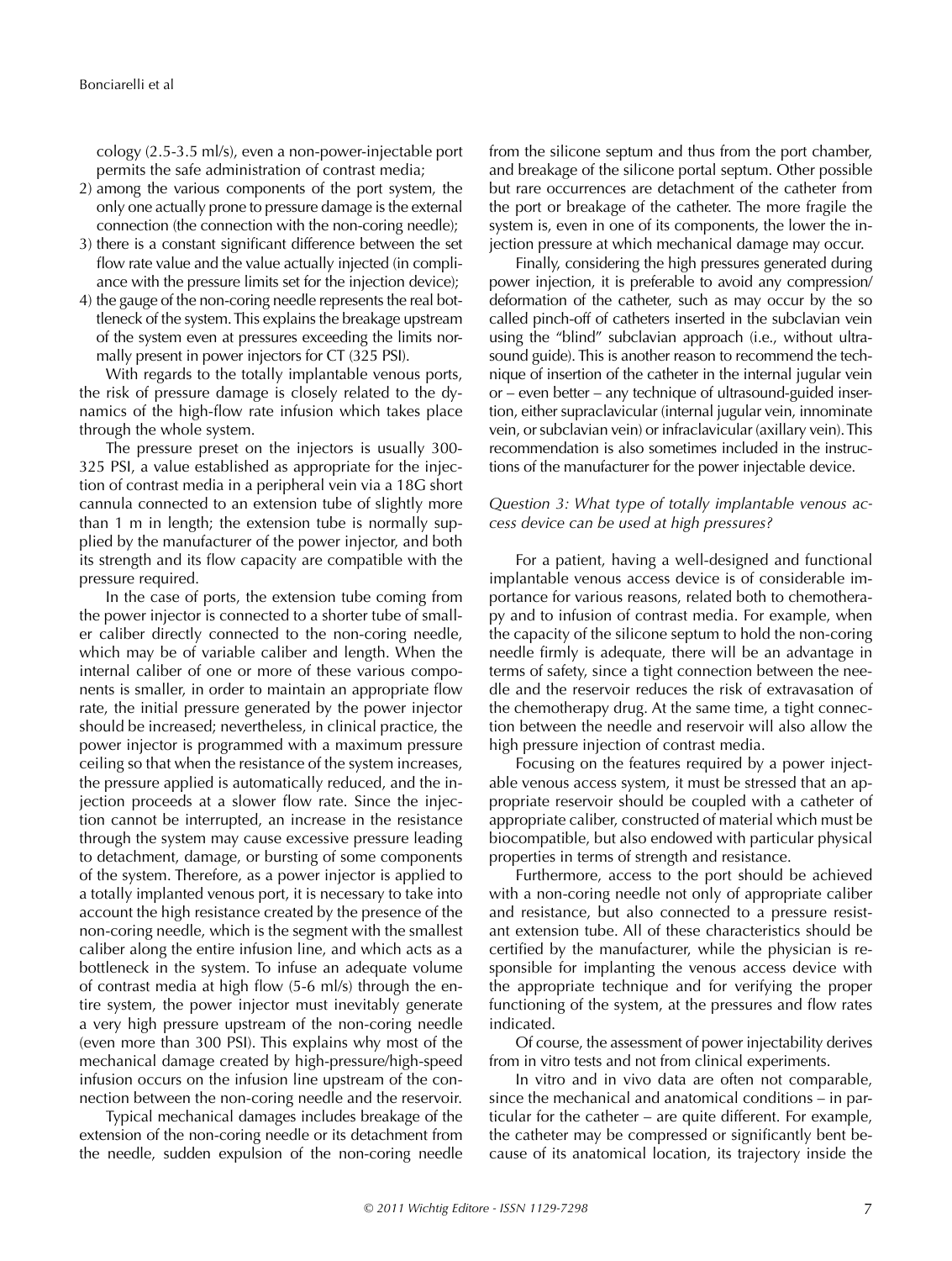cology (2.5-3.5 ml/s), even a non-power-injectable port permits the safe administration of contrast media;

2) among the various components of the port system, the only one actually prone to pressure damage is the external connection (the connection with the non-coring needle);
3) there is a constant significant difference between the set flow rate value and the value actually injected (in compliance with the pressure limits set for the injection device);
4) the gauge of the non-coring needle represents the real bottleneck of the system. This explains the breakage upstream of the system even at pressures exceeding the limits normally present in power injectors for CT (325 PSI).

With regards to the totally implantable venous ports, the risk of pressure damage is closely related to the dynamics of the high-flow rate infusion which takes place through the whole system.

The pressure preset on the injectors is usually 300-325 PSI, a value established as appropriate for the injection of contrast media in a peripheral vein via a 18G short cannula connected to an extension tube of slightly more than 1 m in length; the extension tube is normally supplied by the manufacturer of the power injector, and both its strength and its flow capacity are compatible with the pressure required.

In the case of ports, the extension tube coming from the power injector is connected to a shorter tube of smaller caliber directly connected to the non-coring needle, which may be of variable caliber and length. When the internal caliber of one or more of these various components is smaller, in order to maintain an appropriate flow rate, the initial pressure generated by the power injector should be increased; nevertheless, in clinical practice, the power injector is programmed with a maximum pressure ceiling so that when the resistance of the system increases, the pressure applied is automatically reduced, and the injection proceeds at a slower flow rate. Since the injection cannot be interrupted, an increase in the resistance through the system may cause excessive pressure leading to detachment, damage, or bursting of some components of the system. Therefore, as a power injector is applied to a totally implanted venous port, it is necessary to take into account the high resistance created by the presence of the non-coring needle, which is the segment with the smallest caliber along the entire infusion line, and which acts as a bottleneck in the system. To infuse an adequate volume of contrast media at high flow (5-6 ml/s) through the entire system, the power injector must inevitably generate a very high pressure upstream of the non-coring needle (even more than 300 PSI). This explains why most of the mechanical damage created by high-pressure/high-speed infusion occurs on the infusion line upstream of the connection between the non-coring needle and the reservoir.

Typical mechanical damages includes breakage of the extension of the non-coring needle or its detachment from the needle, sudden expulsion of the non-coring needle from the silicone septum and thus from the port chamber, and breakage of the silicone portal septum. Other possible but rare occurrences are detachment of the catheter from the port or breakage of the catheter. The more fragile the system is, even in one of its components, the lower the injection pressure at which mechanical damage may occur.

Finally, considering the high pressures generated during power injection, it is preferable to avoid any compression/deformation of the catheter, such as may occur by the so called pinch-off of catheters inserted in the subclavian vein using the "blind" subclavian approach (i.e., without ultrasound guide). This is another reason to recommend the technique of insertion of the catheter in the internal jugular vein or – even better – any technique of ultrasound-guided insertion, either supraclavicular (internal jugular vein, innominate vein, or subclavian vein) or infraclavicular (axillary vein). This recommendation is also sometimes included in the instructions of the manufacturer for the power injectable device.

*Question 3: What type of totally implantable venous access device can be used at high pressures?*

For a patient, having a well-designed and functional implantable venous access device is of considerable importance for various reasons, related both to chemotherapy and to infusion of contrast media. For example, when the capacity of the silicone septum to hold the non-coring needle firmly is adequate, there will be an advantage in terms of safety, since a tight connection between the needle and the reservoir reduces the risk of extravasation of the chemotherapy drug. At the same time, a tight connection between the needle and reservoir will also allow the high pressure injection of contrast media.

Focusing on the features required by a power injectable venous access system, it must be stressed that an appropriate reservoir should be coupled with a catheter of appropriate caliber, constructed of material which must be biocompatible, but also endowed with particular physical properties in terms of strength and resistance.

Furthermore, access to the port should be achieved with a non-coring needle not only of appropriate caliber and resistance, but also connected to a pressure resistant extension tube. All of these characteristics should be certified by the manufacturer, while the physician is responsible for implanting the venous access device with the appropriate technique and for verifying the proper functioning of the system, at the pressures and flow rates indicated.

Of course, the assessment of power injectability derives from in vitro tests and not from clinical experiments.

In vitro and in vivo data are often not comparable, since the mechanical and anatomical conditions – in particular for the catheter – are quite different. For example, the catheter may be compressed or significantly bent because of its anatomical location, its trajectory inside the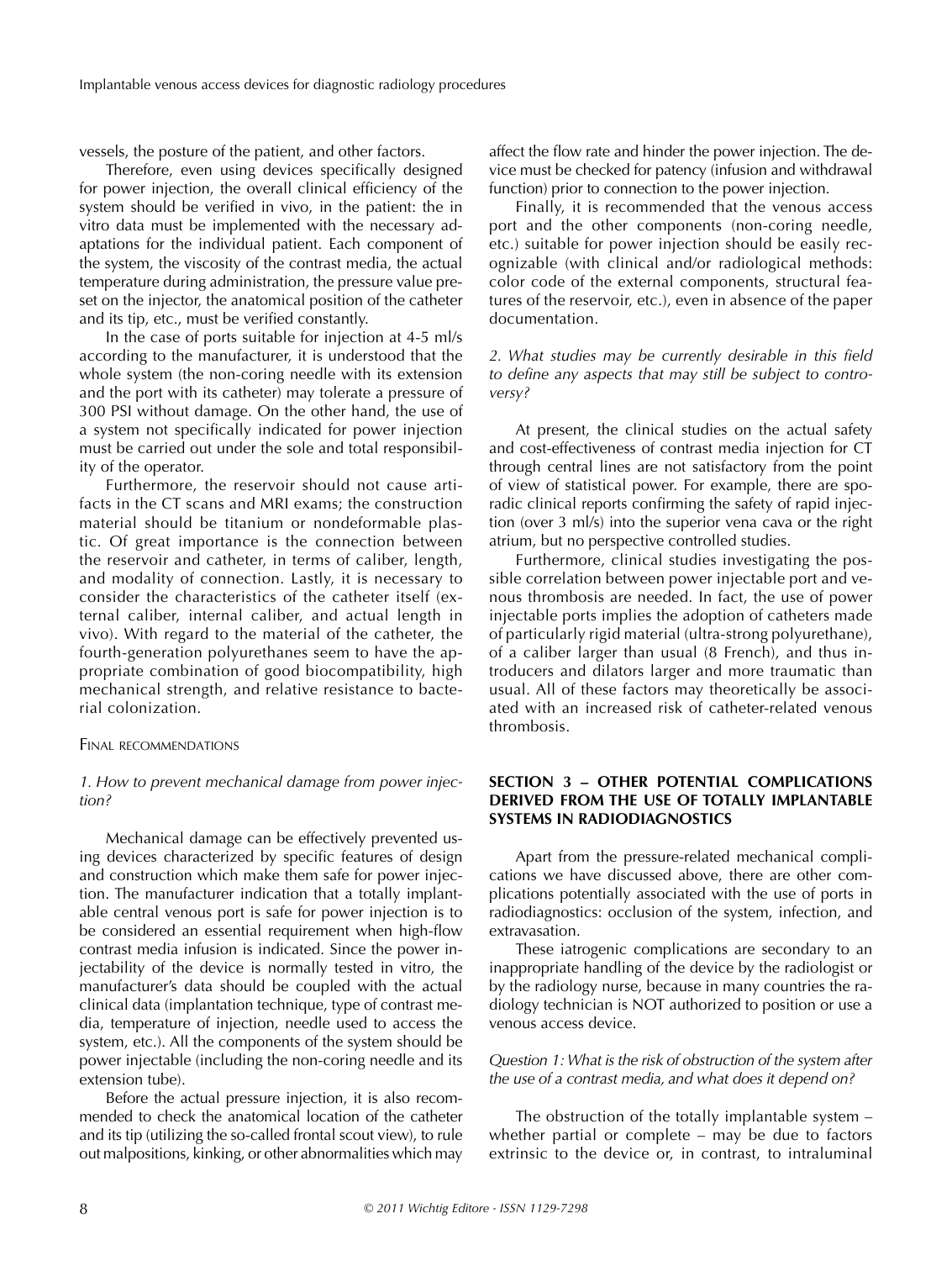vessels, the posture of the patient, and other factors.

Therefore, even using devices specifically designed for power injection, the overall clinical efficiency of the system should be verified in vivo, in the patient: the in vitro data must be implemented with the necessary adaptations for the individual patient. Each component of the system, the viscosity of the contrast media, the actual temperature during administration, the pressure value preset on the injector, the anatomical position of the catheter and its tip, etc., must be verified constantly.

In the case of ports suitable for injection at 4-5 ml/s according to the manufacturer, it is understood that the whole system (the non-coring needle with its extension and the port with its catheter) may tolerate a pressure of 300 PSI without damage. On the other hand, the use of a system not specifically indicated for power injection must be carried out under the sole and total responsibility of the operator.

Furthermore, the reservoir should not cause artifacts in the CT scans and MRI exams; the construction material should be titanium or nondeformable plastic. Of great importance is the connection between the reservoir and catheter, in terms of caliber, length, and modality of connection. Lastly, it is necessary to consider the characteristics of the catheter itself (external caliber, internal caliber, and actual length in vivo). With regard to the material of the catheter, the fourth-generation polyurethanes seem to have the appropriate combination of good biocompatibility, high mechanical strength, and relative resistance to bacterial colonization.

### Final recommendations

*1. How to prevent mechanical damage from power injection?*

Mechanical damage can be effectively prevented using devices characterized by specific features of design and construction which make them safe for power injection. The manufacturer indication that a totally implantable central venous port is safe for power injection is to be considered an essential requirement when high-flow contrast media infusion is indicated. Since the power injectability of the device is normally tested in vitro, the manufacturer's data should be coupled with the actual clinical data (implantation technique, type of contrast media, temperature of injection, needle used to access the system, etc.). All the components of the system should be power injectable (including the non-coring needle and its extension tube).

Before the actual pressure injection, it is also recommended to check the anatomical location of the catheter and its tip (utilizing the so-called frontal scout view), to rule out malpositions, kinking, or other abnormalities which may affect the flow rate and hinder the power injection. The device must be checked for patency (infusion and withdrawal function) prior to connection to the power injection.

Finally, it is recommended that the venous access port and the other components (non-coring needle, etc.) suitable for power injection should be easily recognizable (with clinical and/or radiological methods: color code of the external components, structural features of the reservoir, etc.), even in absence of the paper documentation.

*2. What studies may be currently desirable in this field to define any aspects that may still be subject to controversy?*

At present, the clinical studies on the actual safety and cost-effectiveness of contrast media injection for CT through central lines are not satisfactory from the point of view of statistical power. For example, there are sporadic clinical reports confirming the safety of rapid injection (over 3 ml/s) into the superior vena cava or the right atrium, but no perspective controlled studies.

Furthermore, clinical studies investigating the possible correlation between power injectable port and venous thrombosis are needed. In fact, the use of power injectable ports implies the adoption of catheters made of particularly rigid material (ultra-strong polyurethane), of a caliber larger than usual (8 French), and thus introducers and dilators larger and more traumatic than usual. All of these factors may theoretically be associated with an increased risk of catheter-related venous thrombosis.

## SECTION 3 – OTHER POTENTIAL COMPLICATIONS DERIVED FROM THE USE OF TOTALLY IMPLANTABLE SYSTEMS IN RADIODIAGNOSTICS

Apart from the pressure-related mechanical complications we have discussed above, there are other complications potentially associated with the use of ports in radiodiagnostics: occlusion of the system, infection, and extravasation.

These iatrogenic complications are secondary to an inappropriate handling of the device by the radiologist or by the radiology nurse, because in many countries the radiology technician is NOT authorized to position or use a venous access device.

*Question 1: What is the risk of obstruction of the system after the use of a contrast media, and what does it depend on?*

The obstruction of the totally implantable system – whether partial or complete – may be due to factors extrinsic to the device or, in contrast, to intraluminal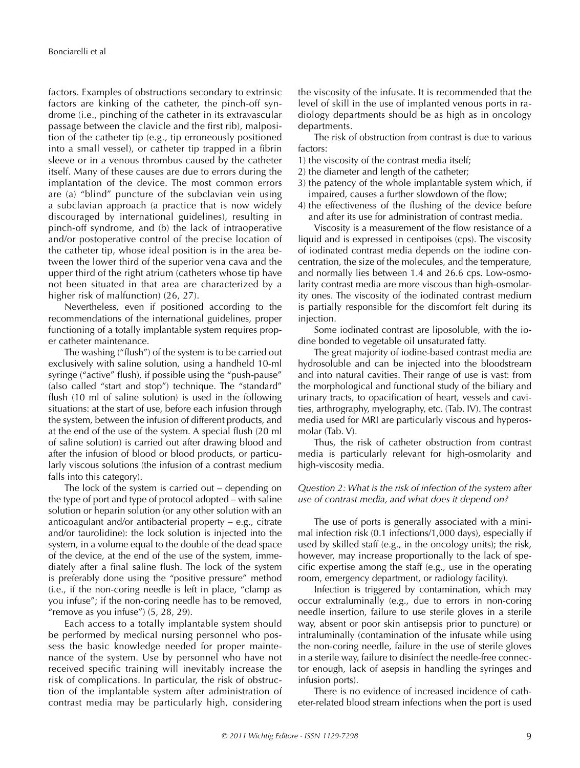factors. Examples of obstructions secondary to extrinsic factors are kinking of the catheter, the pinch-off syndrome (i.e., pinching of the catheter in its extravascular passage between the clavicle and the first rib), malposition of the catheter tip (e.g., tip erroneously positioned into a small vessel), or catheter tip trapped in a fibrin sleeve or in a venous thrombus caused by the catheter itself. Many of these causes are due to errors during the implantation of the device. The most common errors are (a) "blind" puncture of the subclavian vein using a subclavian approach (a practice that is now widely discouraged by international guidelines), resulting in pinch-off syndrome, and (b) the lack of intraoperative and/or postoperative control of the precise location of the catheter tip, whose ideal position is in the area between the lower third of the superior vena cava and the upper third of the right atrium (catheters whose tip have not been situated in that area are characterized by a higher risk of malfunction) (26, 27).

Nevertheless, even if positioned according to the recommendations of the international guidelines, proper functioning of a totally implantable system requires proper catheter maintenance.

The washing ("flush") of the system is to be carried out exclusively with saline solution, using a handheld 10-ml syringe ("active" flush), if possible using the "push-pause" (also called "start and stop") technique. The "standard" flush (10 ml of saline solution) is used in the following situations: at the start of use, before each infusion through the system, between the infusion of different products, and at the end of the use of the system. A special flush (20 ml of saline solution) is carried out after drawing blood and after the infusion of blood or blood products, or particularly viscous solutions (the infusion of a contrast medium falls into this category).

The lock of the system is carried out – depending on the type of port and type of protocol adopted – with saline solution or heparin solution (or any other solution with an anticoagulant and/or antibacterial property – e.g., citrate and/or taurolidine): the lock solution is injected into the system, in a volume equal to the double of the dead space of the device, at the end of the use of the system, immediately after a final saline flush. The lock of the system is preferably done using the "positive pressure" method (i.e., if the non-coring needle is left in place, "clamp as you infuse"; if the non-coring needle has to be removed, "remove as you infuse") (5, 28, 29).

Each access to a totally implantable system should be performed by medical nursing personnel who possess the basic knowledge needed for proper maintenance of the system. Use by personnel who have not received specific training will inevitably increase the risk of complications. In particular, the risk of obstruction of the implantable system after administration of contrast media may be particularly high, considering the viscosity of the infusate. It is recommended that the level of skill in the use of implanted venous ports in radiology departments should be as high as in oncology departments.

The risk of obstruction from contrast is due to various factors:

1) the viscosity of the contrast media itself;
2) the diameter and length of the catheter;
3) the patency of the whole implantable system which, if impaired, causes a further slowdown of the flow;
4) the effectiveness of the flushing of the device before and after its use for administration of contrast media.

Viscosity is a measurement of the flow resistance of a liquid and is expressed in centipoises (cps). The viscosity of iodinated contrast media depends on the iodine concentration, the size of the molecules, and the temperature, and normally lies between 1.4 and 26.6 cps. Low-osmolarity contrast media are more viscous than high-osmolarity ones. The viscosity of the iodinated contrast medium is partially responsible for the discomfort felt during its injection.

Some iodinated contrast are liposoluble, with the iodine bonded to vegetable oil unsaturated fatty.

The great majority of iodine-based contrast media are hydrosoluble and can be injected into the bloodstream and into natural cavities. Their range of use is vast: from the morphological and functional study of the biliary and urinary tracts, to opacification of heart, vessels and cavities, arthrography, myelography, etc. (Tab. IV). The contrast media used for MRI are particularly viscous and hyperosmolar (Tab. V).

Thus, the risk of catheter obstruction from contrast media is particularly relevant for high-osmolarity and high-viscosity media.

*Question 2: What is the risk of infection of the system after use of contrast media, and what does it depend on?*

The use of ports is generally associated with a minimal infection risk (0.1 infections/1,000 days), especially if used by skilled staff (e.g., in the oncology units); the risk, however, may increase proportionally to the lack of specific expertise among the staff (e.g., use in the operating room, emergency department, or radiology facility).

Infection is triggered by contamination, which may occur extraluminally (e.g., due to errors in non-coring needle insertion, failure to use sterile gloves in a sterile way, absent or poor skin antisepsis prior to puncture) or intraluminally (contamination of the infusate while using the non-coring needle, failure in the use of sterile gloves in a sterile way, failure to disinfect the needle-free connector enough, lack of asepsis in handling the syringes and infusion ports).

There is no evidence of increased incidence of catheter-related blood stream infections when the port is used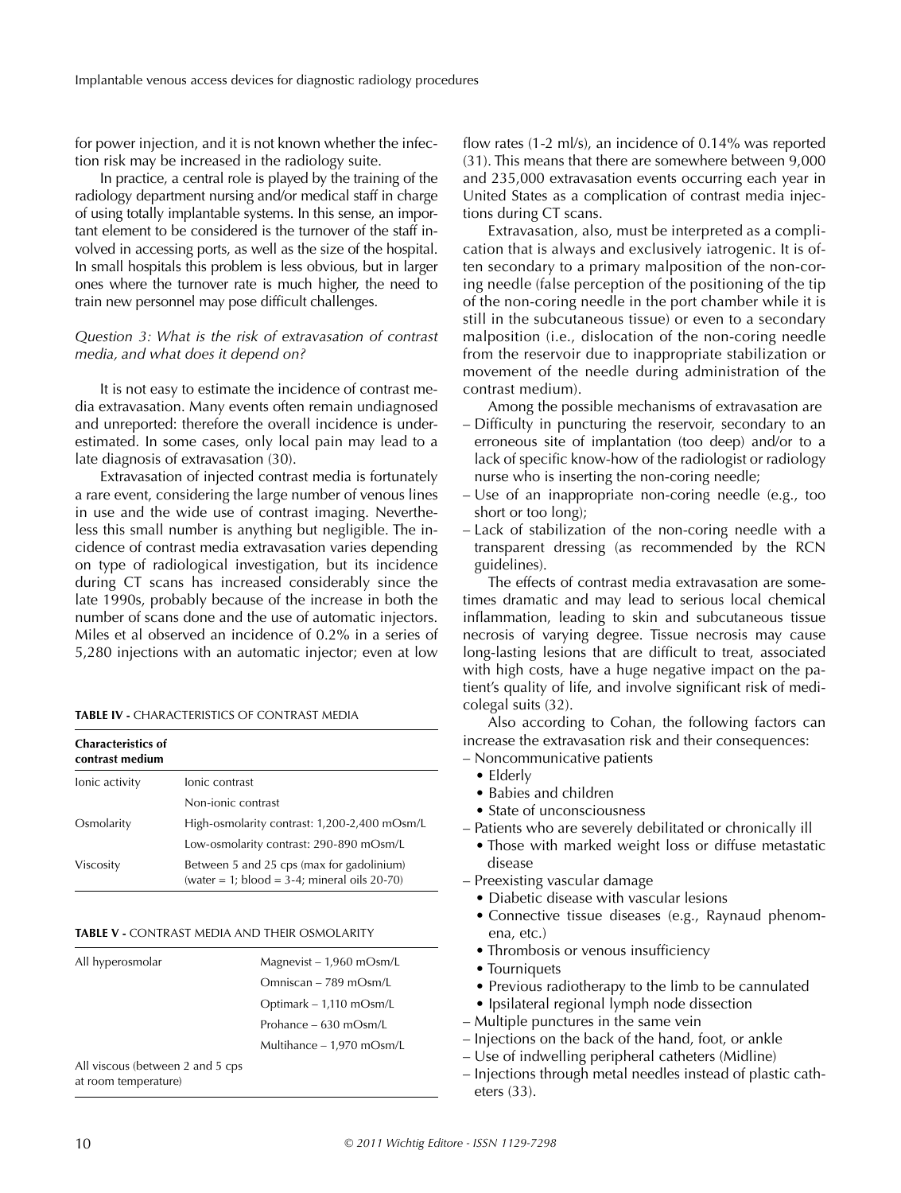for power injection, and it is not known whether the infection risk may be increased in the radiology suite.

In practice, a central role is played by the training of the radiology department nursing and/or medical staff in charge of using totally implantable systems. In this sense, an important element to be considered is the turnover of the staff involved in accessing ports, as well as the size of the hospital. In small hospitals this problem is less obvious, but in larger ones where the turnover rate is much higher, the need to train new personnel may pose difficult challenges.

*Question 3: What is the risk of extravasation of contrast media, and what does it depend on?*

It is not easy to estimate the incidence of contrast media extravasation. Many events often remain undiagnosed and unreported: therefore the overall incidence is underestimated. In some cases, only local pain may lead to a late diagnosis of extravasation (30).

Extravasation of injected contrast media is fortunately a rare event, considering the large number of venous lines in use and the wide use of contrast imaging. Nevertheless this small number is anything but negligible. The incidence of contrast media extravasation varies depending on type of radiological investigation, but its incidence during CT scans has increased considerably since the late 1990s, probably because of the increase in both the number of scans done and the use of automatic injectors. Miles et al observed an incidence of 0.2% in a series of 5,280 injections with an automatic injector; even at low flow rates (1-2 ml/s), an incidence of 0.14% was reported (31). This means that there are somewhere between 9,000 and 235,000 extravasation events occurring each year in United States as a complication of contrast media injections during CT scans.

**TABLE IV -** CHARACTERISTICS OF CONTRAST MEDIA

| Characteristics of contrast medium | |
|---|---|
| Ionic activity | Ionic contrast |
| | Non-ionic contrast |
| Osmolarity | High-osmolarity contrast: 1,200-2,400 mOsm/L |
| | Low-osmolarity contrast: 290-890 mOsm/L |
| Viscosity | Between 5 and 25 cps (max for gadolinium) (water = 1; blood = 3-4; mineral oils 20-70) |

**TABLE V -** CONTRAST MEDIA AND THEIR OSMOLARITY

| | |
|---|---|
| All hyperosmolar | Magnevist – 1,960 mOsm/L |
| | Omniscan – 789 mOsm/L |
| | Optimark – 1,110 mOsm/L |
| | Prohance – 630 mOsm/L |
| | Multihance – 1,970 mOsm/L |
| All viscous (between 2 and 5 cps at room temperature) | |

Extravasation, also, must be interpreted as a complication that is always and exclusively iatrogenic. It is often secondary to a primary malposition of the non-coring needle (false perception of the positioning of the tip of the non-coring needle in the port chamber while it is still in the subcutaneous tissue) or even to a secondary malposition (i.e., dislocation of the non-coring needle from the reservoir due to inappropriate stabilization or movement of the needle during administration of the contrast medium).

Among the possible mechanisms of extravasation are

- Difficulty in puncturing the reservoir, secondary to an erroneous site of implantation (too deep) and/or to a lack of specific know-how of the radiologist or radiology nurse who is inserting the non-coring needle;
- Use of an inappropriate non-coring needle (e.g., too short or too long);
- Lack of stabilization of the non-coring needle with a transparent dressing (as recommended by the RCN guidelines).

The effects of contrast media extravasation are sometimes dramatic and may lead to serious local chemical inflammation, leading to skin and subcutaneous tissue necrosis of varying degree. Tissue necrosis may cause long-lasting lesions that are difficult to treat, associated with high costs, have a huge negative impact on the patient's quality of life, and involve significant risk of medicolegal suits (32).

Also according to Cohan, the following factors can increase the extravasation risk and their consequences:

- Noncommunicative patients
  - Elderly
  - Babies and children
  - State of unconsciousness
- Patients who are severely debilitated or chronically ill
  - Those with marked weight loss or diffuse metastatic disease
- Preexisting vascular damage
  - Diabetic disease with vascular lesions
  - Connective tissue diseases (e.g., Raynaud phenomena, etc.)
  - Thrombosis or venous insufficiency
  - Tourniquets
  - Previous radiotherapy to the limb to be cannulated
  - Ipsilateral regional lymph node dissection
- Multiple punctures in the same vein
- Injections on the back of the hand, foot, or ankle
- Use of indwelling peripheral catheters (Midline)
- Injections through metal needles instead of plastic catheters (33).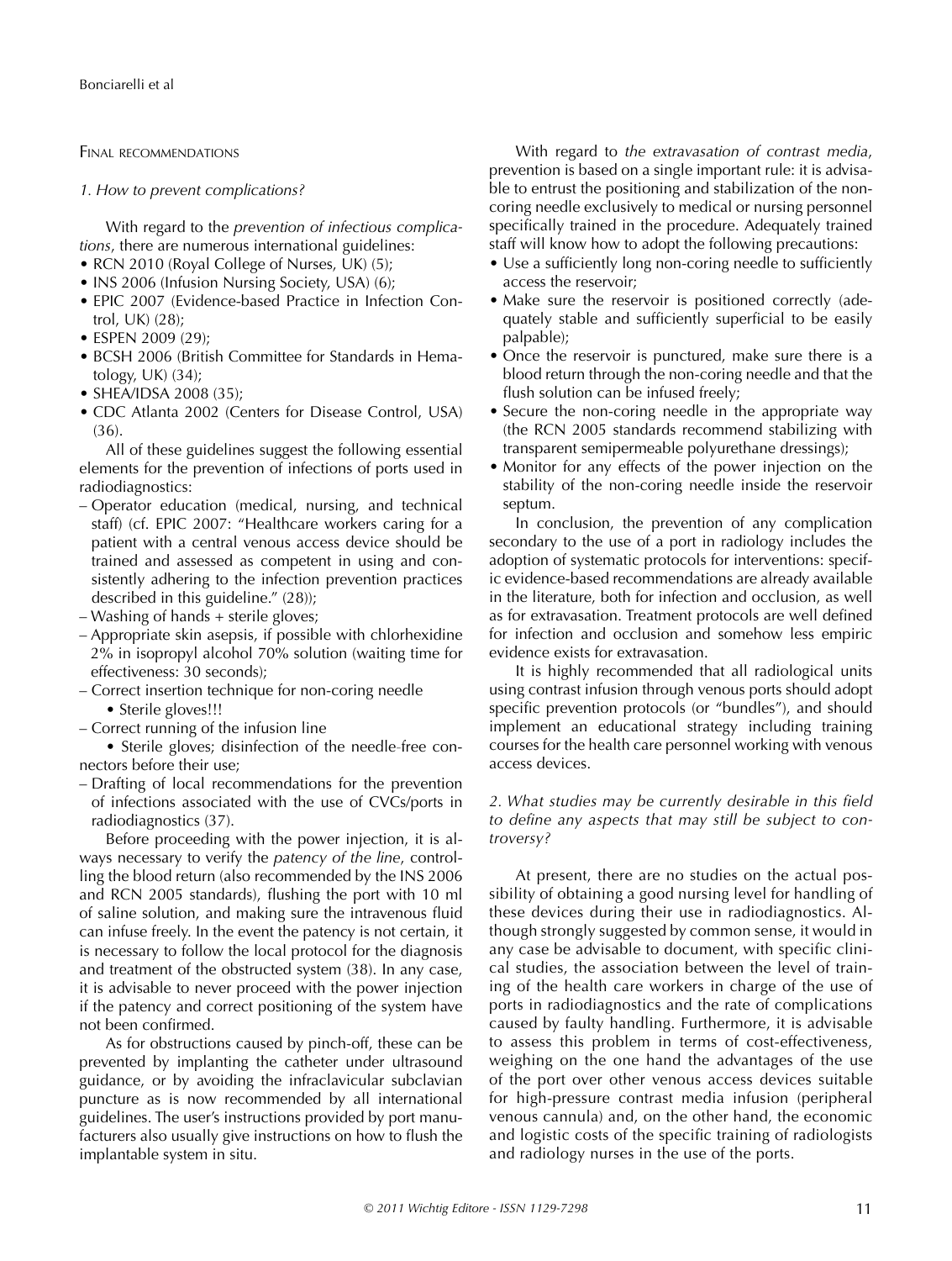## Final recommendations

### *1. How to prevent complications?*

With regard to the *prevention of infectious complications*, there are numerous international guidelines:

- RCN 2010 (Royal College of Nurses, UK) (5);
- INS 2006 (Infusion Nursing Society, USA) (6);
- EPIC 2007 (Evidence-based Practice in Infection Control, UK) (28);
- ESPEN 2009 (29);
- BCSH 2006 (British Committee for Standards in Hematology, UK) (34);
- SHEA/IDSA 2008 (35);
- CDC Atlanta 2002 (Centers for Disease Control, USA) (36).

All of these guidelines suggest the following essential elements for the prevention of infections of ports used in radiodiagnostics:

- Operator education (medical, nursing, and technical staff) (cf. EPIC 2007: "Healthcare workers caring for a patient with a central venous access device should be trained and assessed as competent in using and consistently adhering to the infection prevention practices described in this guideline." (28));
- Washing of hands + sterile gloves;
- Appropriate skin asepsis, if possible with chlorhexidine 2% in isopropyl alcohol 70% solution (waiting time for effectiveness: 30 seconds);
- Correct insertion technique for non-coring needle
  - Sterile gloves!!!
- Correct running of the infusion line
  - Sterile gloves; disinfection of the needle-free connectors before their use;
- Drafting of local recommendations for the prevention of infections associated with the use of CVCs/ports in radiodiagnostics (37).

Before proceeding with the power injection, it is always necessary to verify the *patency of the line*, controlling the blood return (also recommended by the INS 2006 and RCN 2005 standards), flushing the port with 10 ml of saline solution, and making sure the intravenous fluid can infuse freely. In the event the patency is not certain, it is necessary to follow the local protocol for the diagnosis and treatment of the obstructed system (38). In any case, it is advisable to never proceed with the power injection if the patency and correct positioning of the system have not been confirmed.

As for obstructions caused by pinch-off, these can be prevented by implanting the catheter under ultrasound guidance, or by avoiding the infraclavicular subclavian puncture as is now recommended by all international guidelines. The user's instructions provided by port manufacturers also usually give instructions on how to flush the implantable system in situ.

With regard to *the extravasation of contrast media*, prevention is based on a single important rule: it is advisable to entrust the positioning and stabilization of the non-coring needle exclusively to medical or nursing personnel specifically trained in the procedure. Adequately trained staff will know how to adopt the following precautions:

- Use a sufficiently long non-coring needle to sufficiently access the reservoir;
- Make sure the reservoir is positioned correctly (adequately stable and sufficiently superficial to be easily palpable);
- Once the reservoir is punctured, make sure there is a blood return through the non-coring needle and that the flush solution can be infused freely;
- Secure the non-coring needle in the appropriate way (the RCN 2005 standards recommend stabilizing with transparent semipermeable polyurethane dressings);
- Monitor for any effects of the power injection on the stability of the non-coring needle inside the reservoir septum.

In conclusion, the prevention of any complication secondary to the use of a port in radiology includes the adoption of systematic protocols for interventions: specific evidence-based recommendations are already available in the literature, both for infection and occlusion, as well as for extravasation. Treatment protocols are well defined for infection and occlusion and somehow less empiric evidence exists for extravasation.

It is highly recommended that all radiological units using contrast infusion through venous ports should adopt specific prevention protocols (or "bundles"), and should implement an educational strategy including training courses for the health care personnel working with venous access devices.

### *2. What studies may be currently desirable in this field to define any aspects that may still be subject to controversy?*

At present, there are no studies on the actual possibility of obtaining a good nursing level for handling of these devices during their use in radiodiagnostics. Although strongly suggested by common sense, it would in any case be advisable to document, with specific clinical studies, the association between the level of training of the health care workers in charge of the use of ports in radiodiagnostics and the rate of complications caused by faulty handling. Furthermore, it is advisable to assess this problem in terms of cost-effectiveness, weighing on the one hand the advantages of the use of the port over other venous access devices suitable for high-pressure contrast media infusion (peripheral venous cannula) and, on the other hand, the economic and logistic costs of the specific training of radiologists and radiology nurses in the use of the ports.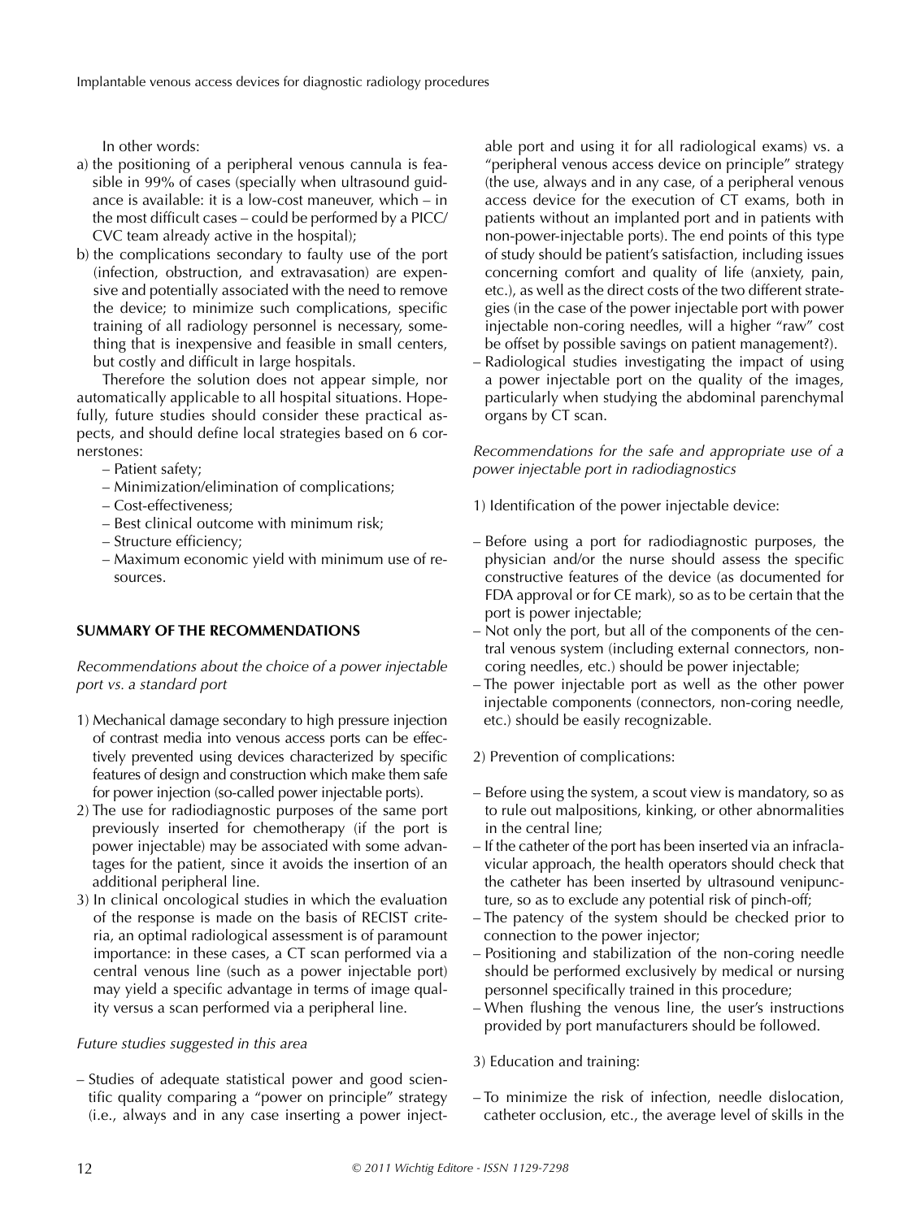In other words:

a) the positioning of a peripheral venous cannula is feasible in 99% of cases (specially when ultrasound guidance is available: it is a low-cost maneuver, which – in the most difficult cases – could be performed by a PICC/CVC team already active in the hospital);
b) the complications secondary to faulty use of the port (infection, obstruction, and extravasation) are expensive and potentially associated with the need to remove the device; to minimize such complications, specific training of all radiology personnel is necessary, something that is inexpensive and feasible in small centers, but costly and difficult in large hospitals.

Therefore the solution does not appear simple, nor automatically applicable to all hospital situations. Hopefully, future studies should consider these practical aspects, and should define local strategies based on 6 cornerstones:

- Patient safety;
- Minimization/elimination of complications;
- Cost-effectiveness;
- Best clinical outcome with minimum risk;
- Structure efficiency;
- Maximum economic yield with minimum use of resources.

## SUMMARY OF THE RECOMMENDATIONS

*Recommendations about the choice of a power injectable port vs. a standard port*

1) Mechanical damage secondary to high pressure injection of contrast media into venous access ports can be effectively prevented using devices characterized by specific features of design and construction which make them safe for power injection (so-called power injectable ports).
2) The use for radiodiagnostic purposes of the same port previously inserted for chemotherapy (if the port is power injectable) may be associated with some advantages for the patient, since it avoids the insertion of an additional peripheral line.
3) In clinical oncological studies in which the evaluation of the response is made on the basis of RECIST criteria, an optimal radiological assessment is of paramount importance: in these cases, a CT scan performed via a central venous line (such as a power injectable port) may yield a specific advantage in terms of image quality versus a scan performed via a peripheral line.

*Future studies suggested in this area*

- Studies of adequate statistical power and good scientific quality comparing a "power on principle" strategy (i.e., always and in any case inserting a power injectable port and using it for all radiological exams) vs. a "peripheral venous access device on principle" strategy (the use, always and in any case, of a peripheral venous access device for the execution of CT exams, both in patients without an implanted port and in patients with non-power-injectable ports). The end points of this type of study should be patient's satisfaction, including issues concerning comfort and quality of life (anxiety, pain, etc.), as well as the direct costs of the two different strategies (in the case of the power injectable port with power injectable non-coring needles, will a higher "raw" cost be offset by possible savings on patient management?).
- Radiological studies investigating the impact of using a power injectable port on the quality of the images, particularly when studying the abdominal parenchymal organs by CT scan.

*Recommendations for the safe and appropriate use of a power injectable port in radiodiagnostics*

1) Identification of the power injectable device:

- Before using a port for radiodiagnostic purposes, the physician and/or the nurse should assess the specific constructive features of the device (as documented for FDA approval or for CE mark), so as to be certain that the port is power injectable;
- Not only the port, but all of the components of the central venous system (including external connectors, noncoring needles, etc.) should be power injectable;
- The power injectable port as well as the other power injectable components (connectors, non-coring needle, etc.) should be easily recognizable.

2) Prevention of complications:

- Before using the system, a scout view is mandatory, so as to rule out malpositions, kinking, or other abnormalities in the central line;
- If the catheter of the port has been inserted via an infraclavicular approach, the health operators should check that the catheter has been inserted by ultrasound venipuncture, so as to exclude any potential risk of pinch-off;
- The patency of the system should be checked prior to connection to the power injector;
- Positioning and stabilization of the non-coring needle should be performed exclusively by medical or nursing personnel specifically trained in this procedure;
- When flushing the venous line, the user's instructions provided by port manufacturers should be followed.

3) Education and training:

- To minimize the risk of infection, needle dislocation, catheter occlusion, etc., the average level of skills in the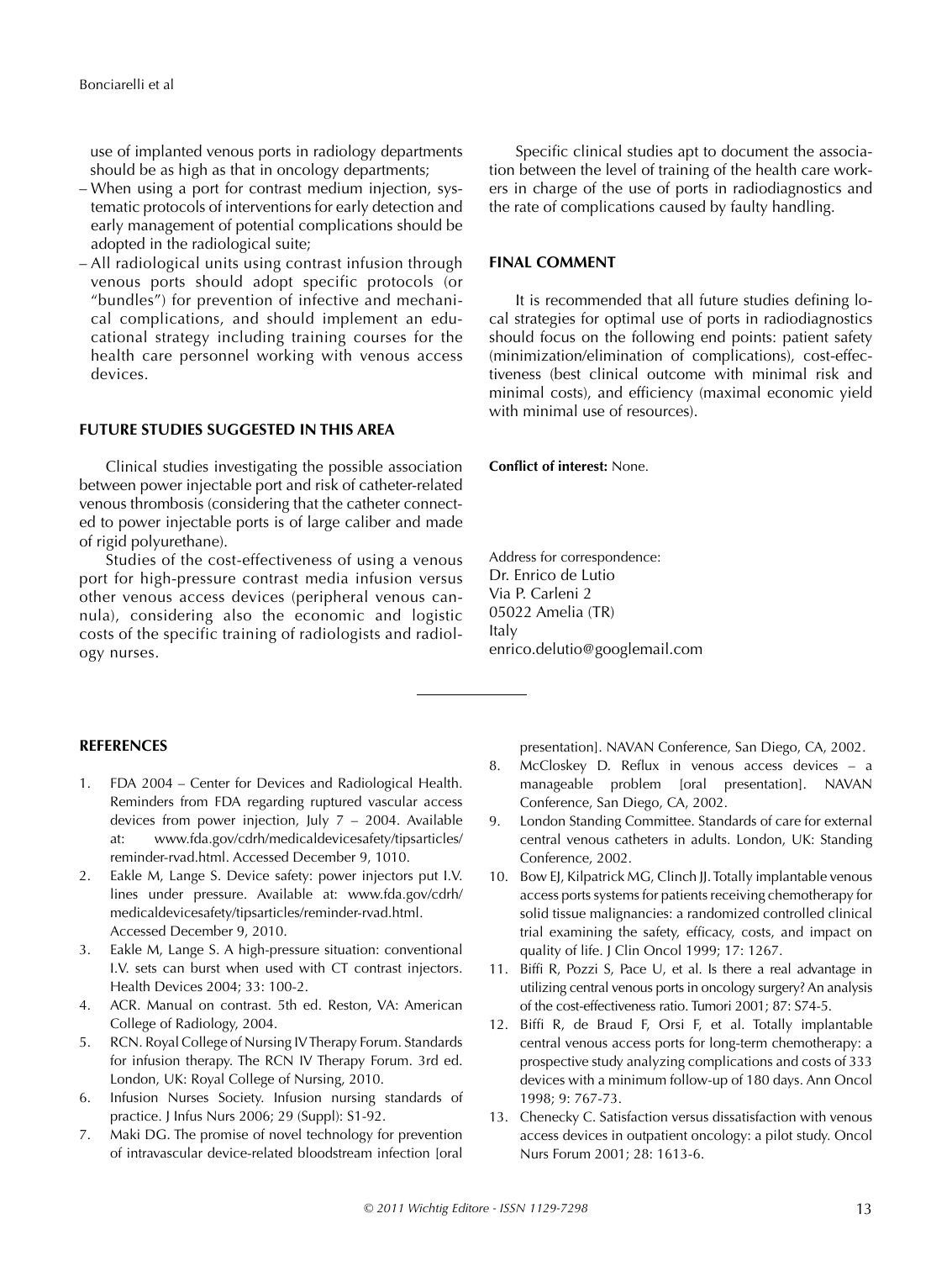use of implanted venous ports in radiology departments should be as high as that in oncology departments;

- When using a port for contrast medium injection, systematic protocols of interventions for early detection and early management of potential complications should be adopted in the radiological suite;
- All radiological units using contrast infusion through venous ports should adopt specific protocols (or "bundles") for prevention of infective and mechanical complications, and should implement an educational strategy including training courses for the health care personnel working with venous access devices.

## FUTURE STUDIES SUGGESTED IN THIS AREA

Clinical studies investigating the possible association between power injectable port and risk of catheter-related venous thrombosis (considering that the catheter connected to power injectable ports is of large caliber and made of rigid polyurethane).

Studies of the cost-effectiveness of using a venous port for high-pressure contrast media infusion versus other venous access devices (peripheral venous cannula), considering also the economic and logistic costs of the specific training of radiologists and radiology nurses.

Specific clinical studies apt to document the association between the level of training of the health care workers in charge of the use of ports in radiodiagnostics and the rate of complications caused by faulty handling.

## FINAL COMMENT

It is recommended that all future studies defining local strategies for optimal use of ports in radiodiagnostics should focus on the following end points: patient safety (minimization/elimination of complications), cost-effectiveness (best clinical outcome with minimal risk and minimal costs), and efficiency (maximal economic yield with minimal use of resources).

**Conflict of interest:** None.

Address for correspondence:
Dr. Enrico de Lutio
Via P. Carleni 2
05022 Amelia (TR)
Italy
enrico.delutio@googlemail.com

## REFERENCES

1. FDA 2004 – Center for Devices and Radiological Health. Reminders from FDA regarding ruptured vascular access devices from power injection, July 7 – 2004. Available at: www.fda.gov/cdrh/medicaldevicesafety/tipsarticles/reminder-rvad.html. Accessed December 9, 1010.
2. Eakle M, Lange S. Device safety: power injectors put I.V. lines under pressure. Available at: www.fda.gov/cdrh/medicaldevicesafety/tipsarticles/reminder-rvad.html. Accessed December 9, 2010.
3. Eakle M, Lange S. A high-pressure situation: conventional I.V. sets can burst when used with CT contrast injectors. Health Devices 2004; 33: 100-2.
4. ACR. Manual on contrast. 5th ed. Reston, VA: American College of Radiology, 2004.
5. RCN. Royal College of Nursing IV Therapy Forum. Standards for infusion therapy. The RCN IV Therapy Forum. 3rd ed. London, UK: Royal College of Nursing, 2010.
6. Infusion Nurses Society. Infusion nursing standards of practice. J Infus Nurs 2006; 29 (Suppl): S1-92.
7. Maki DG. The promise of novel technology for prevention of intravascular device-related bloodstream infection [oral presentation]. NAVAN Conference, San Diego, CA, 2002.
8. McCloskey D. Reflux in venous access devices – a manageable problem [oral presentation]. NAVAN Conference, San Diego, CA, 2002.
9. London Standing Committee. Standards of care for external central venous catheters in adults. London, UK: Standing Conference, 2002.
10. Bow EJ, Kilpatrick MG, Clinch JJ. Totally implantable venous access ports systems for patients receiving chemotherapy for solid tissue malignancies: a randomized controlled clinical trial examining the safety, efficacy, costs, and impact on quality of life. J Clin Oncol 1999; 17: 1267.
11. Biffi R, Pozzi S, Pace U, et al. Is there a real advantage in utilizing central venous ports in oncology surgery? An analysis of the cost-effectiveness ratio. Tumori 2001; 87: S74-5.
12. Biffi R, de Braud F, Orsi F, et al. Totally implantable central venous access ports for long-term chemotherapy: a prospective study analyzing complications and costs of 333 devices with a minimum follow-up of 180 days. Ann Oncol 1998; 9: 767-73.
13. Chenecky C. Satisfaction versus dissatisfaction with venous access devices in outpatient oncology: a pilot study. Oncol Nurs Forum 2001; 28: 1613-6.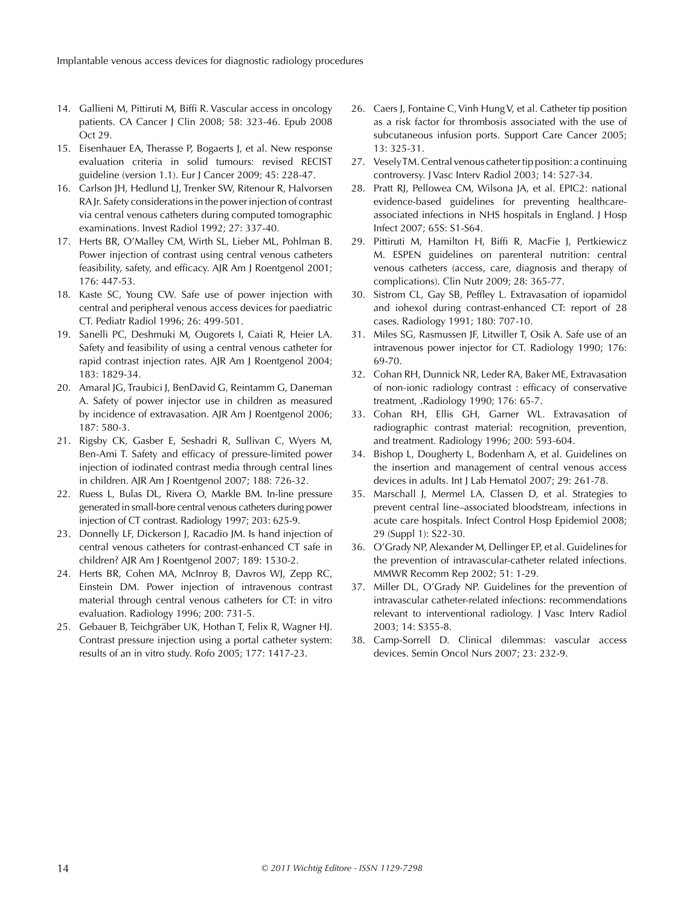14. Gallieni M, Pittiruti M, Biffi R. Vascular access in oncology patients. CA Cancer J Clin 2008; 58: 323-46. Epub 2008 Oct 29.
15. Eisenhauer EA, Therasse P, Bogaerts J, et al. New response evaluation criteria in solid tumours: revised RECIST guideline (version 1.1). Eur J Cancer 2009; 45: 228-47.
16. Carlson JH, Hedlund LJ, Trenker SW, Ritenour R, Halvorsen RA Jr. Safety considerations in the power injection of contrast via central venous catheters during computed tomographic examinations. Invest Radiol 1992; 27: 337-40.
17. Herts BR, O'Malley CM, Wirth SL, Lieber ML, Pohlman B. Power injection of contrast using central venous catheters feasibility, safety, and efficacy. AJR Am J Roentgenol 2001; 176: 447-53.
18. Kaste SC, Young CW. Safe use of power injection with central and peripheral venous access devices for paediatric CT. Pediatr Radiol 1996; 26: 499-501.
19. Sanelli PC, Deshmuki M, Ougorets I, Caiati R, Heier LA. Safety and feasibility of using a central venous catheter for rapid contrast injection rates. AJR Am J Roentgenol 2004; 183: 1829-34.
20. Amaral JG, Traubici J, BenDavid G, Reintamm G, Daneman A. Safety of power injector use in children as measured by incidence of extravasation. AJR Am J Roentgenol 2006; 187: 580-3.
21. Rigsby CK, Gasber E, Seshadri R, Sullivan C, Wyers M, Ben-Ami T. Safety and efficacy of pressure-limited power injection of iodinated contrast media through central lines in children. AJR Am J Roentgenol 2007; 188: 726-32.
22. Ruess L, Bulas DL, Rivera O, Markle BM. In-line pressure generated in small-bore central venous catheters during power injection of CT contrast. Radiology 1997; 203: 625-9.
23. Donnelly LF, Dickerson J, Racadio JM. Is hand injection of central venous catheters for contrast-enhanced CT safe in children? AJR Am J Roentgenol 2007; 189: 1530-2.
24. Herts BR, Cohen MA, McInroy B, Davros WJ, Zepp RC, Einstein DM. Power injection of intravenous contrast material through central venous catheters for CT: in vitro evaluation. Radiology 1996; 200: 731-5.
25. Gebauer B, Teichgräber UK, Hothan T, Felix R, Wagner HJ. Contrast pressure injection using a portal catheter system: results of an in vitro study. Rofo 2005; 177: 1417-23.
26. Caers J, Fontaine C, Vinh Hung V, et al. Catheter tip position as a risk factor for thrombosis associated with the use of subcutaneous infusion ports. Support Care Cancer 2005; 13: 325-31.
27. Vesely TM. Central venous catheter tip position: a continuing controversy. J Vasc Interv Radiol 2003; 14: 527-34.
28. Pratt RJ, Pellowea CM, Wilsona JA, et al. EPIC2: national evidence-based guidelines for preventing healthcare-associated infections in NHS hospitals in England. J Hosp Infect 2007; 65S: S1-S64.
29. Pittiruti M, Hamilton H, Biffi R, MacFie J, Pertkiewicz M. ESPEN guidelines on parenteral nutrition: central venous catheters (access, care, diagnosis and therapy of complications). Clin Nutr 2009; 28: 365-77.
30. Sistrom CL, Gay SB, Peffley L. Extravasation of iopamidol and iohexol during contrast-enhanced CT: report of 28 cases. Radiology 1991; 180: 707-10.
31. Miles SG, Rasmussen JF, Litwiller T, Osik A. Safe use of an intravenous power injector for CT. Radiology 1990; 176: 69-70.
32. Cohan RH, Dunnick NR, Leder RA, Baker ME, Extravasation of non-ionic radiology contrast : efficacy of conservative treatment, .Radiology 1990; 176: 65-7.
33. Cohan RH, Ellis GH, Garner WL. Extravasation of radiographic contrast material: recognition, prevention, and treatment. Radiology 1996; 200: 593-604.
34. Bishop L, Dougherty L, Bodenham A, et al. Guidelines on the insertion and management of central venous access devices in adults. Int J Lab Hematol 2007; 29: 261-78.
35. Marschall J, Mermel LA, Classen D, et al. Strategies to prevent central line–associated bloodstream, infections in acute care hospitals. Infect Control Hosp Epidemiol 2008; 29 (Suppl 1): S22-30.
36. O'Grady NP, Alexander M, Dellinger EP, et al. Guidelines for the prevention of intravascular-catheter related infections. MMWR Recomm Rep 2002; 51: 1-29.
37. Miller DL, O'Grady NP. Guidelines for the prevention of intravascular catheter-related infections: recommendations relevant to interventional radiology. J Vasc Interv Radiol 2003; 14: S355-8.
38. Camp-Sorrell D. Clinical dilemmas: vascular access devices. Semin Oncol Nurs 2007; 23: 232-9.